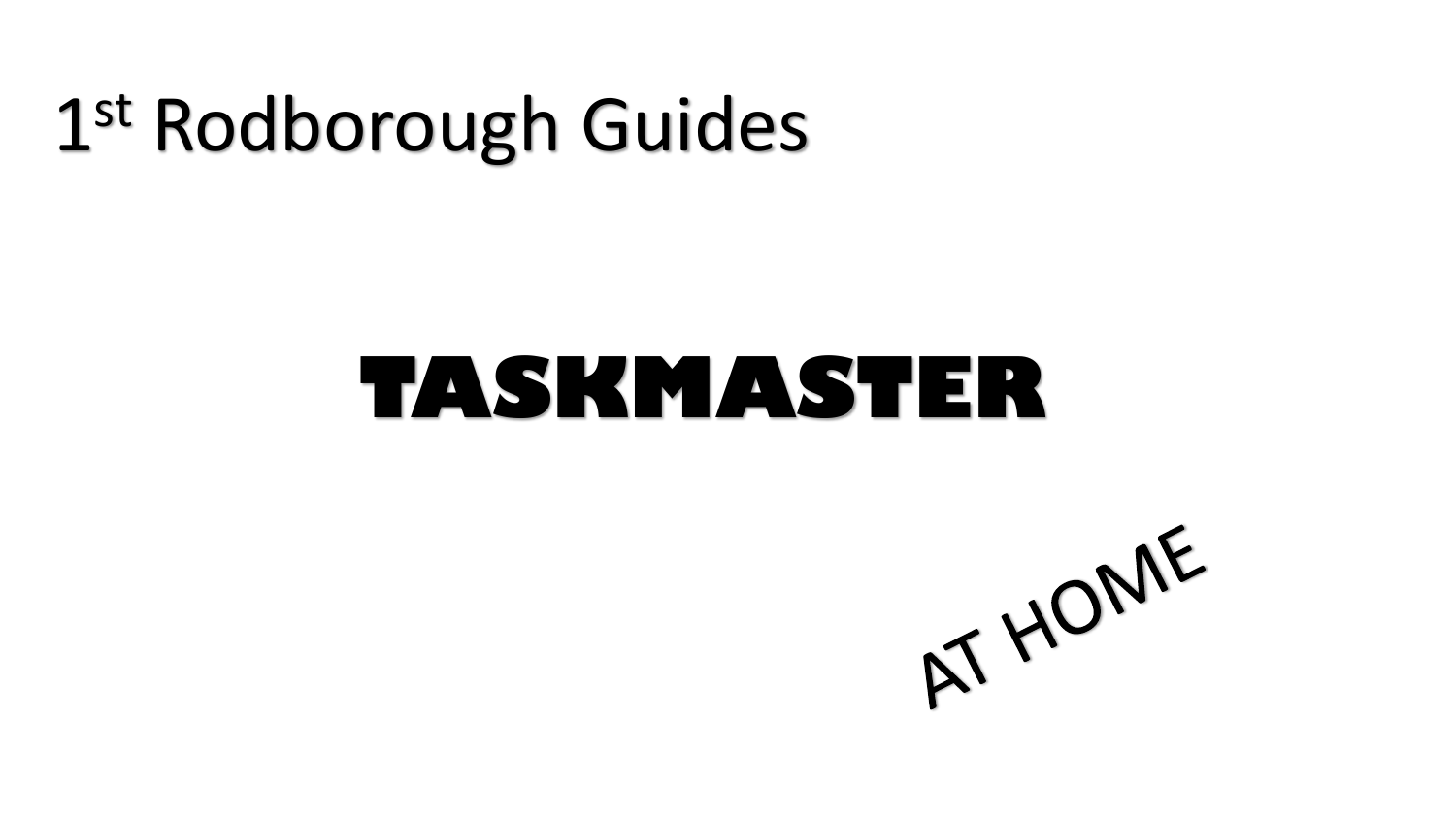1st Rodborough Guides

# TASKMASTER

AT HOME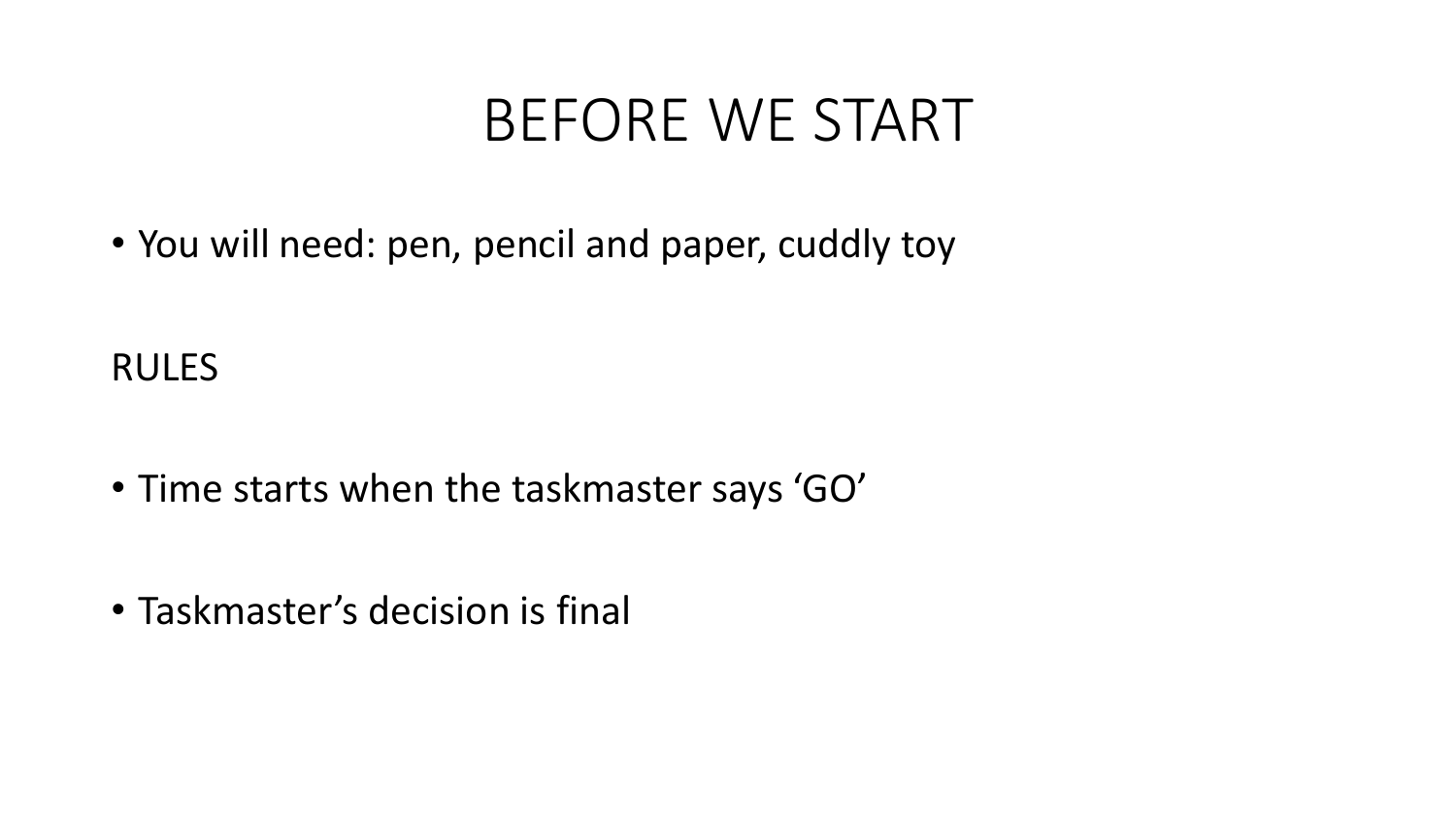# BEFORE WE START

- You will need: pen, pencil and paper, cuddly toy

RULES

- Time starts when the taskmaster says 'GO'

- Taskmaster's decision is final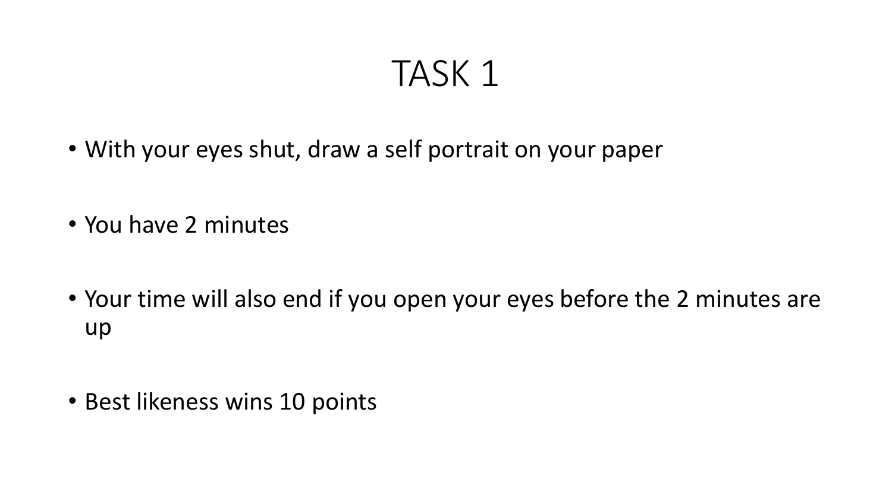# TASK 1

- With your eyes shut, draw a self portrait on your paper
- You have 2 minutes
- Your time will also end if you open your eyes before the 2 minutes are up
- Best likeness wins 10 points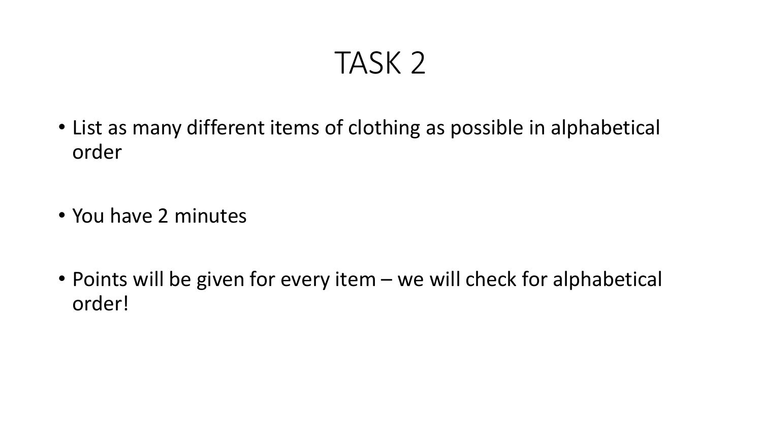# TASK 2

- List as many different items of clothing as possible in alphabetical order

- You have 2 minutes

- Points will be given for every item – we will check for alphabetical order!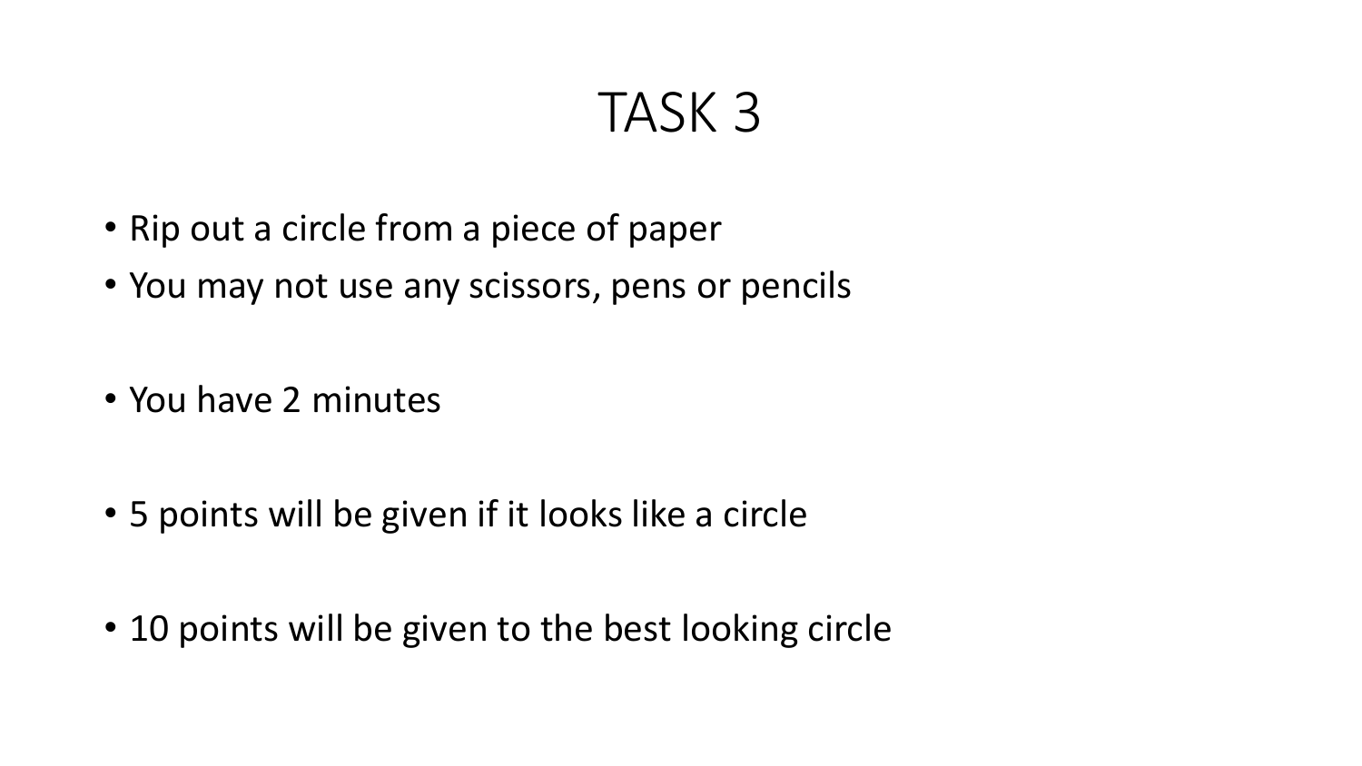# TASK 3

- Rip out a circle from a piece of paper
- You may not use any scissors, pens or pencils

- You have 2 minutes

- 5 points will be given if it looks like a circle

- 10 points will be given to the best looking circle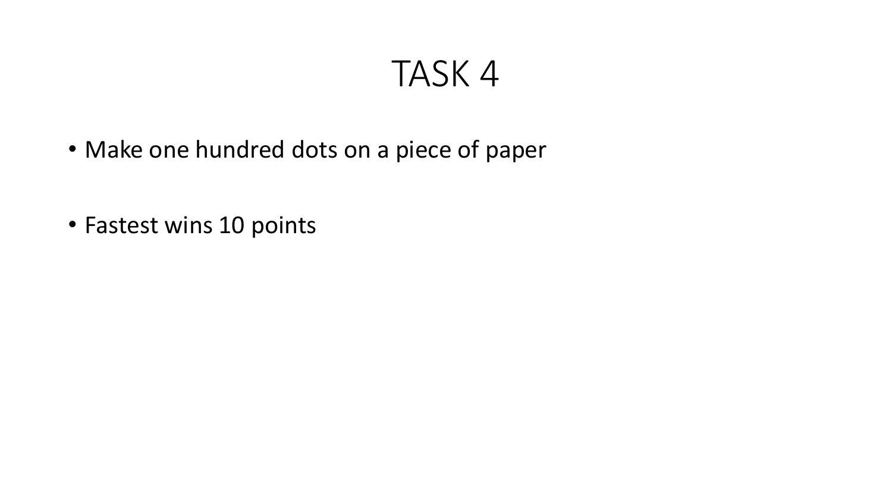# TASK 4

- Make one hundred dots on a piece of paper
- Fastest wins 10 points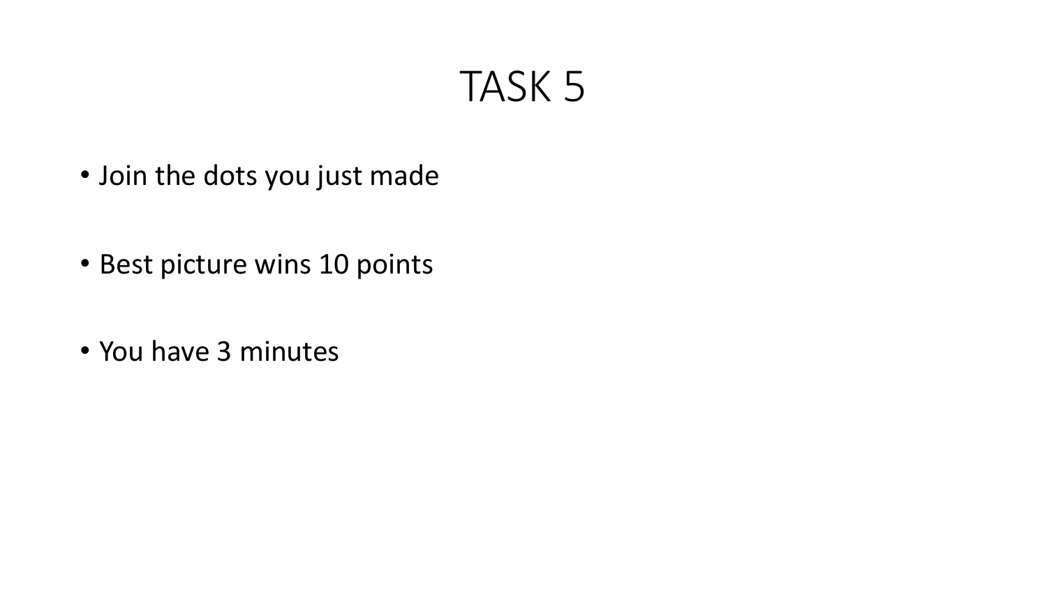# TASK 5

- Join the dots you just made
- Best picture wins 10 points
- You have 3 minutes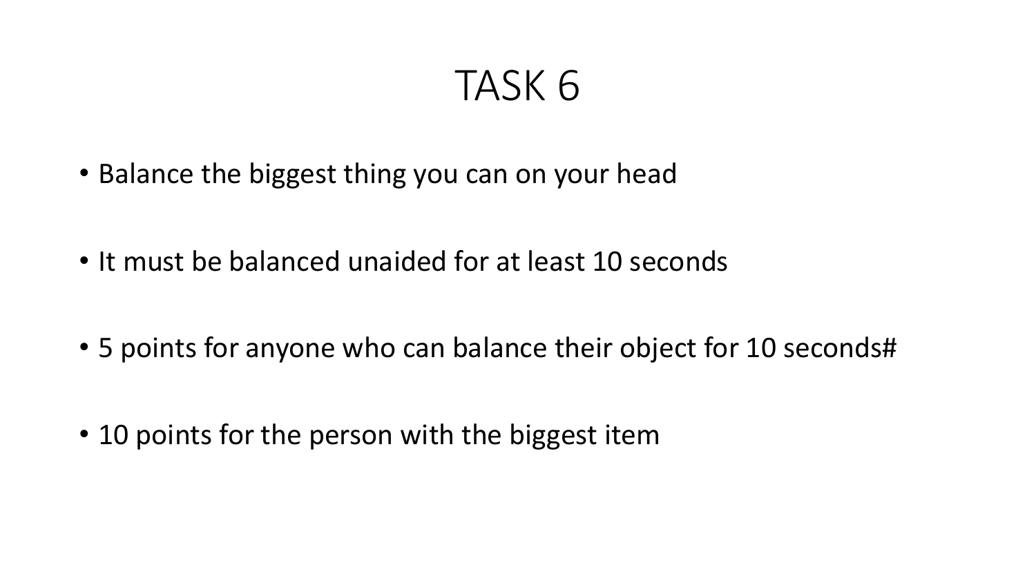# TASK 6

- Balance the biggest thing you can on your head
- It must be balanced unaided for at least 10 seconds
- 5 points for anyone who can balance their object for 10 seconds#
- 10 points for the person with the biggest item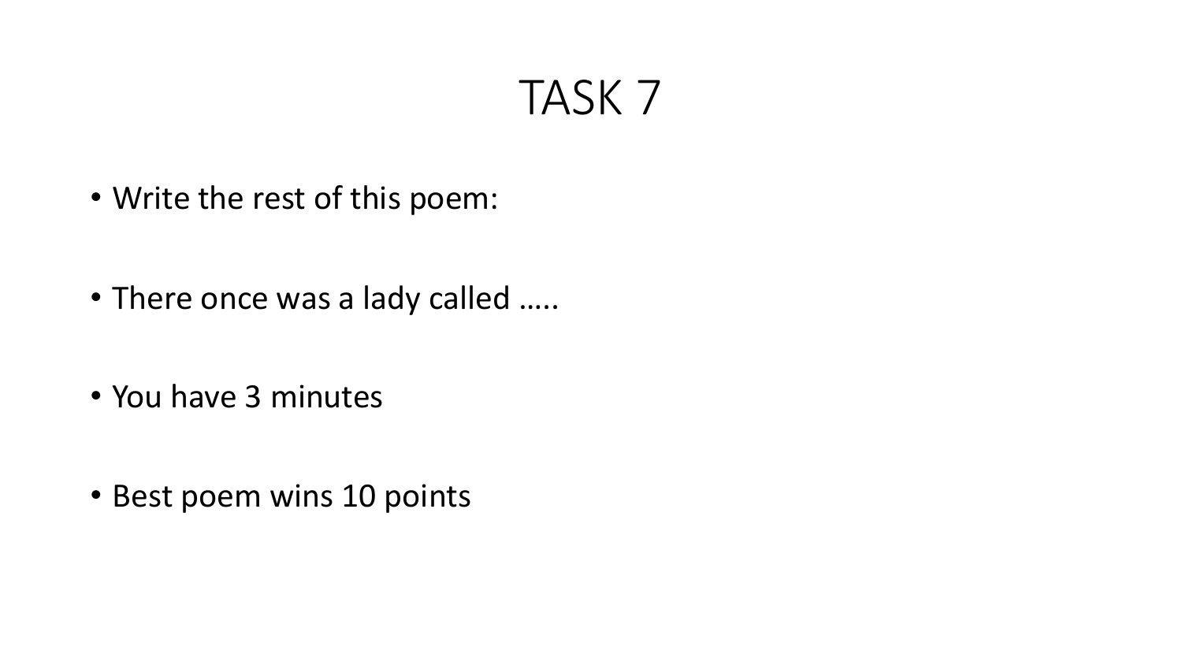# TASK 7

- Write the rest of this poem:
- There once was a lady called …..
- You have 3 minutes
- Best poem wins 10 points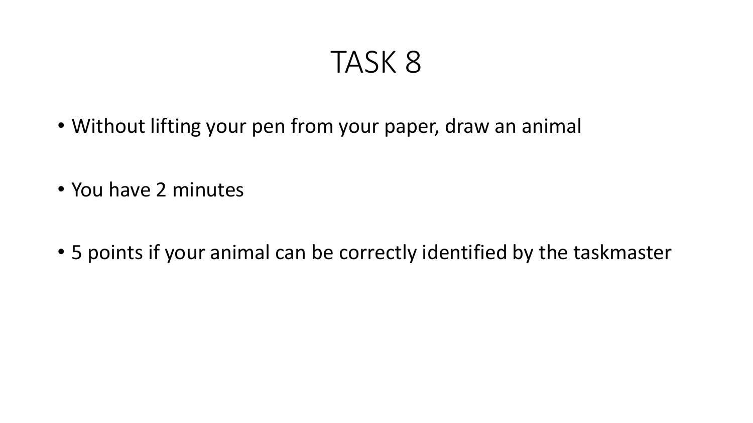# TASK 8

- Without lifting your pen from your paper, draw an animal
- You have 2 minutes
- 5 points if your animal can be correctly identified by the taskmaster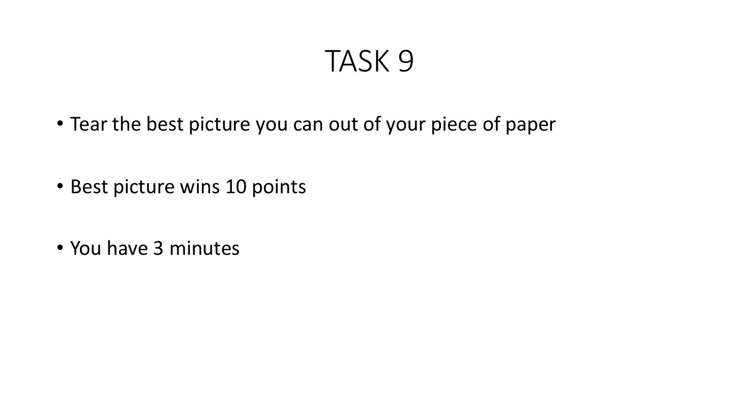# TASK 9

- Tear the best picture you can out of your piece of paper
- Best picture wins 10 points
- You have 3 minutes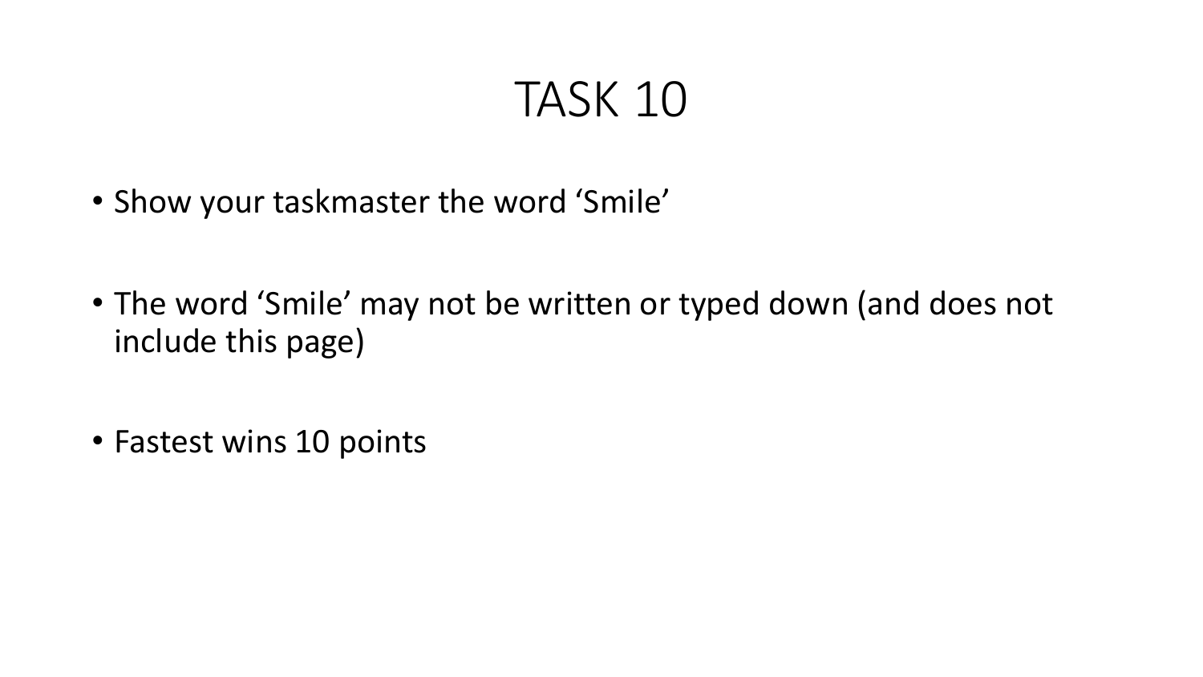# TASK 10

- Show your taskmaster the word 'Smile'
- The word 'Smile' may not be written or typed down (and does not include this page)
- Fastest wins 10 points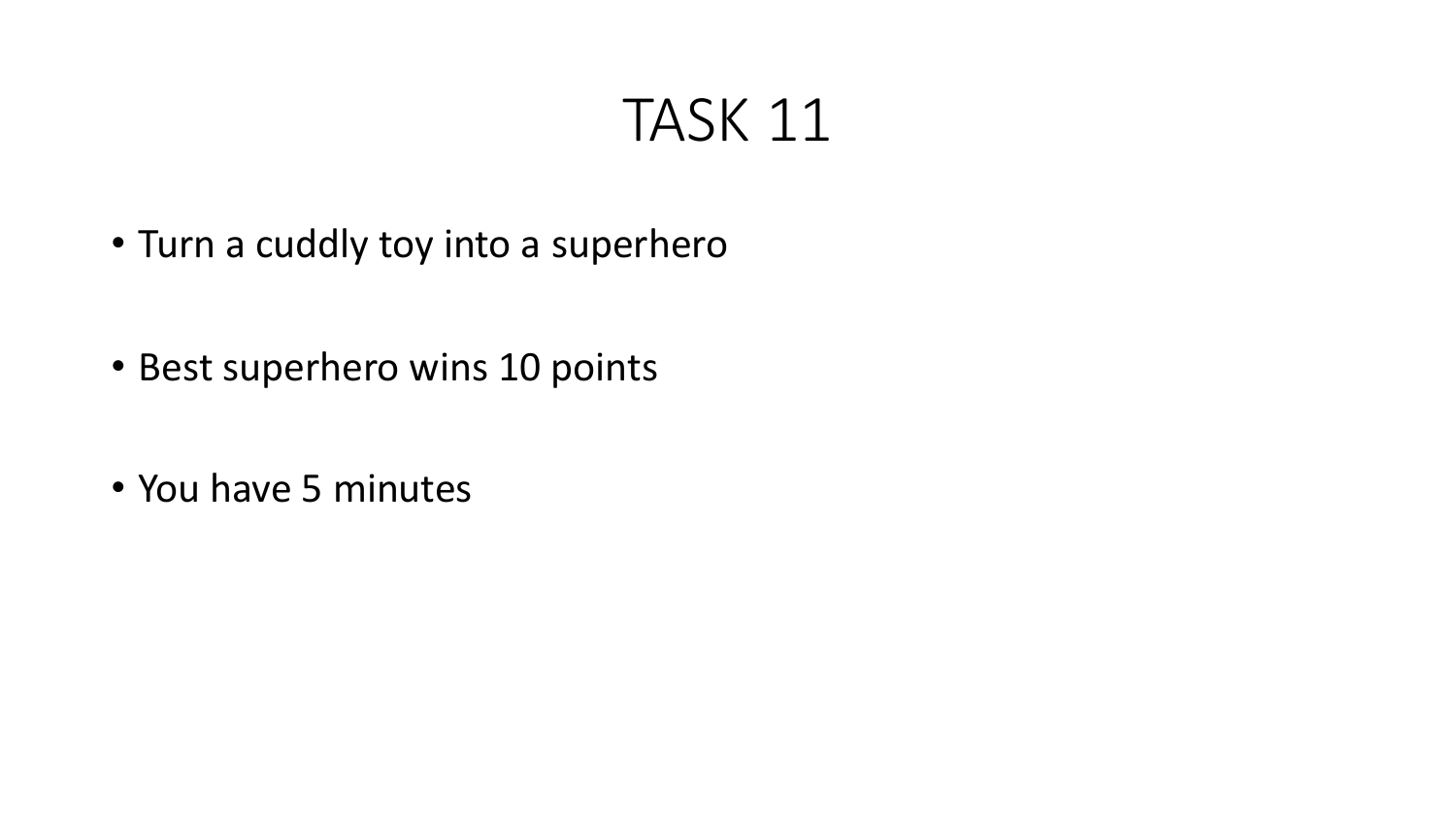# TASK 11

- Turn a cuddly toy into a superhero
- Best superhero wins 10 points
- You have 5 minutes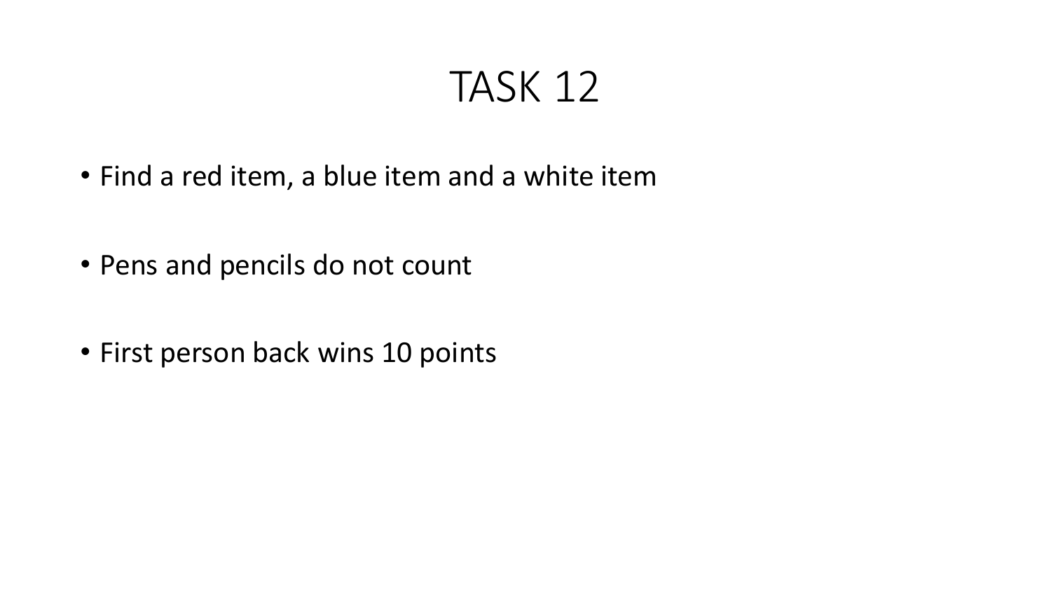# TASK 12

- Find a red item, a blue item and a white item
- Pens and pencils do not count
- First person back wins 10 points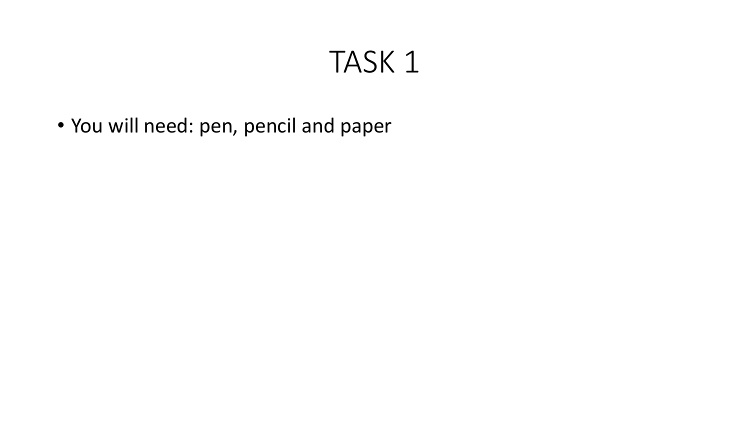# TASK 1

- You will need: pen, pencil and paper